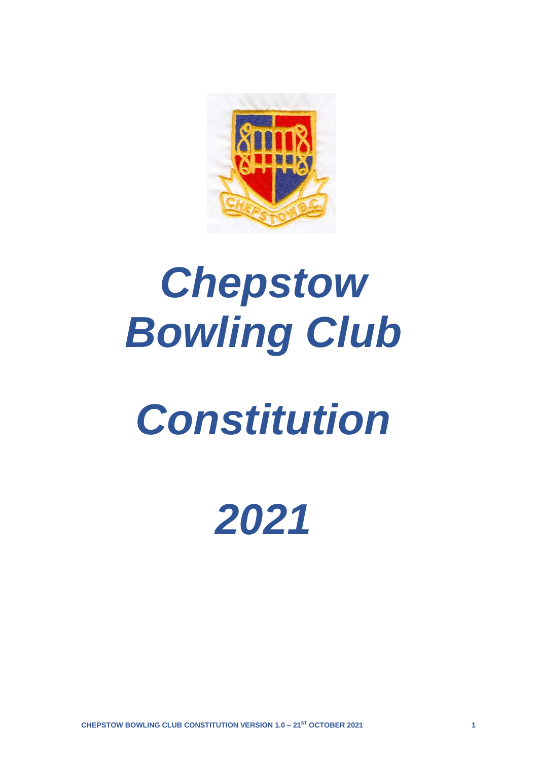# *Chepstow Bowling Club*

# *Constitution*

# *2021*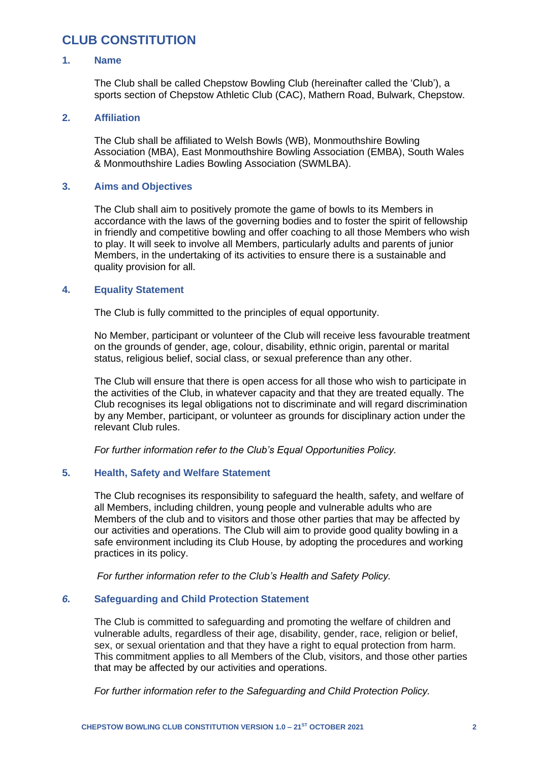# CLUB CONSTITUTION

## 1. Name

The Club shall be called Chepstow Bowling Club (hereinafter called the 'Club'), a sports section of Chepstow Athletic Club (CAC), Mathern Road, Bulwark, Chepstow.

## 2. Affiliation

The Club shall be affiliated to Welsh Bowls (WB), Monmouthshire Bowling Association (MBA), East Monmouthshire Bowling Association (EMBA), South Wales & Monmouthshire Ladies Bowling Association (SWMLBA).

## 3. Aims and Objectives

The Club shall aim to positively promote the game of bowls to its Members in accordance with the laws of the governing bodies and to foster the spirit of fellowship in friendly and competitive bowling and offer coaching to all those Members who wish to play. It will seek to involve all Members, particularly adults and parents of junior Members, in the undertaking of its activities to ensure there is a sustainable and quality provision for all.

## 4. Equality Statement

The Club is fully committed to the principles of equal opportunity.

No Member, participant or volunteer of the Club will receive less favourable treatment on the grounds of gender, age, colour, disability, ethnic origin, parental or marital status, religious belief, social class, or sexual preference than any other.

The Club will ensure that there is open access for all those who wish to participate in the activities of the Club, in whatever capacity and that they are treated equally. The Club recognises its legal obligations not to discriminate and will regard discrimination by any Member, participant, or volunteer as grounds for disciplinary action under the relevant Club rules.

*For further information refer to the Club's Equal Opportunities Policy.*

## 5. Health, Safety and Welfare Statement

The Club recognises its responsibility to safeguard the health, safety, and welfare of all Members, including children, young people and vulnerable adults who are Members of the club and to visitors and those other parties that may be affected by our activities and operations. The Club will aim to provide good quality bowling in a safe environment including its Club House, by adopting the procedures and working practices in its policy.

*For further information refer to the Club's Health and Safety Policy.*

## 6. Safeguarding and Child Protection Statement

The Club is committed to safeguarding and promoting the welfare of children and vulnerable adults, regardless of their age, disability, gender, race, religion or belief, sex, or sexual orientation and that they have a right to equal protection from harm. This commitment applies to all Members of the Club, visitors, and those other parties that may be affected by our activities and operations.

*For further information refer to the Safeguarding and Child Protection Policy.*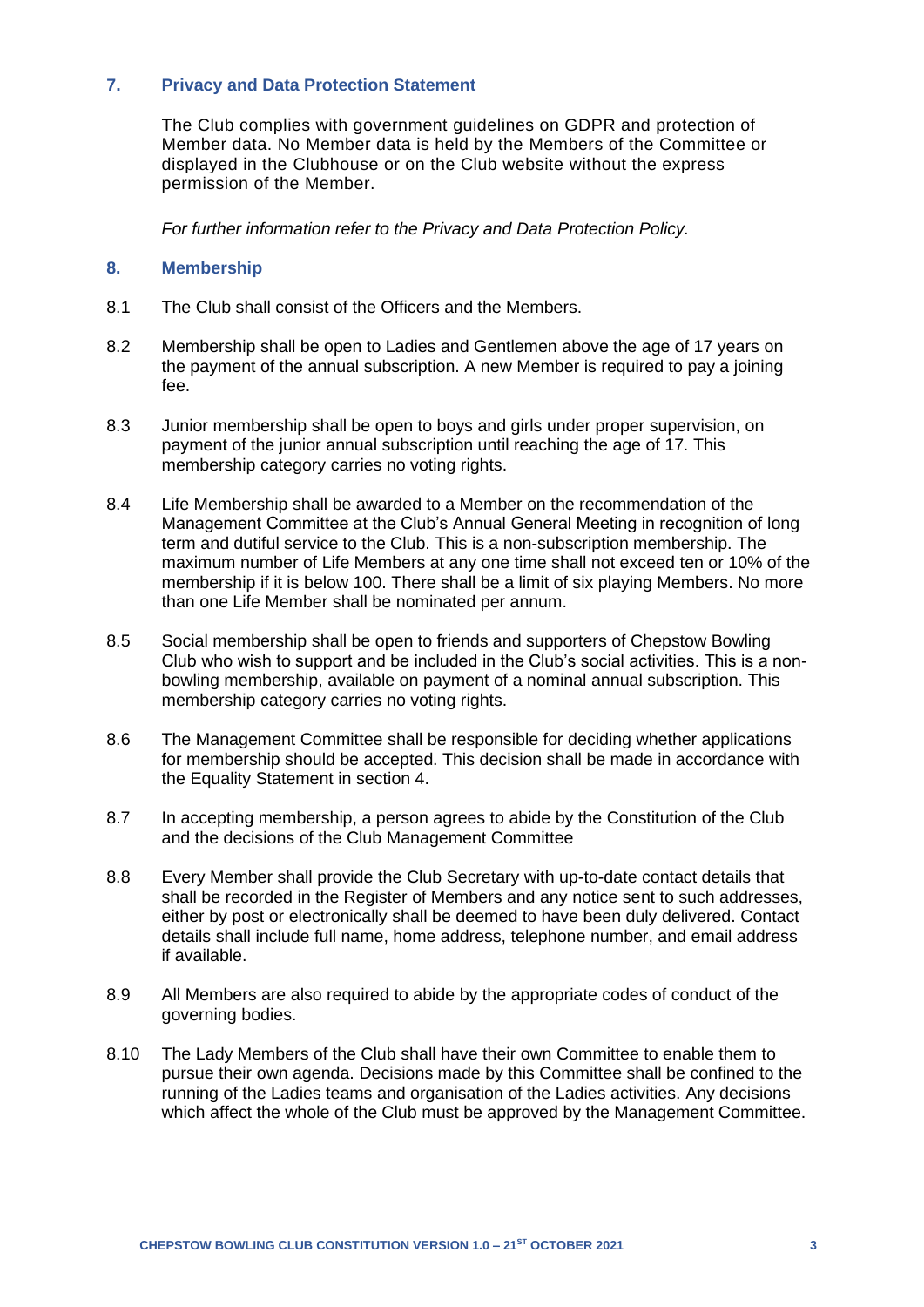## 7. Privacy and Data Protection Statement

The Club complies with government guidelines on GDPR and protection of Member data. No Member data is held by the Members of the Committee or displayed in the Clubhouse or on the Club website without the express permission of the Member.

*For further information refer to the Privacy and Data Protection Policy.*

## 8. Membership

8.1 The Club shall consist of the Officers and the Members.

8.2 Membership shall be open to Ladies and Gentlemen above the age of 17 years on the payment of the annual subscription. A new Member is required to pay a joining fee.

8.3 Junior membership shall be open to boys and girls under proper supervision, on payment of the junior annual subscription until reaching the age of 17. This membership category carries no voting rights.

8.4 Life Membership shall be awarded to a Member on the recommendation of the Management Committee at the Club's Annual General Meeting in recognition of long term and dutiful service to the Club. This is a non-subscription membership. The maximum number of Life Members at any one time shall not exceed ten or 10% of the membership if it is below 100. There shall be a limit of six playing Members. No more than one Life Member shall be nominated per annum.

8.5 Social membership shall be open to friends and supporters of Chepstow Bowling Club who wish to support and be included in the Club's social activities. This is a non-bowling membership, available on payment of a nominal annual subscription. This membership category carries no voting rights.

8.6 The Management Committee shall be responsible for deciding whether applications for membership should be accepted. This decision shall be made in accordance with the Equality Statement in section 4.

8.7 In accepting membership, a person agrees to abide by the Constitution of the Club and the decisions of the Club Management Committee

8.8 Every Member shall provide the Club Secretary with up-to-date contact details that shall be recorded in the Register of Members and any notice sent to such addresses, either by post or electronically shall be deemed to have been duly delivered. Contact details shall include full name, home address, telephone number, and email address if available.

8.9 All Members are also required to abide by the appropriate codes of conduct of the governing bodies.

8.10 The Lady Members of the Club shall have their own Committee to enable them to pursue their own agenda. Decisions made by this Committee shall be confined to the running of the Ladies teams and organisation of the Ladies activities. Any decisions which affect the whole of the Club must be approved by the Management Committee.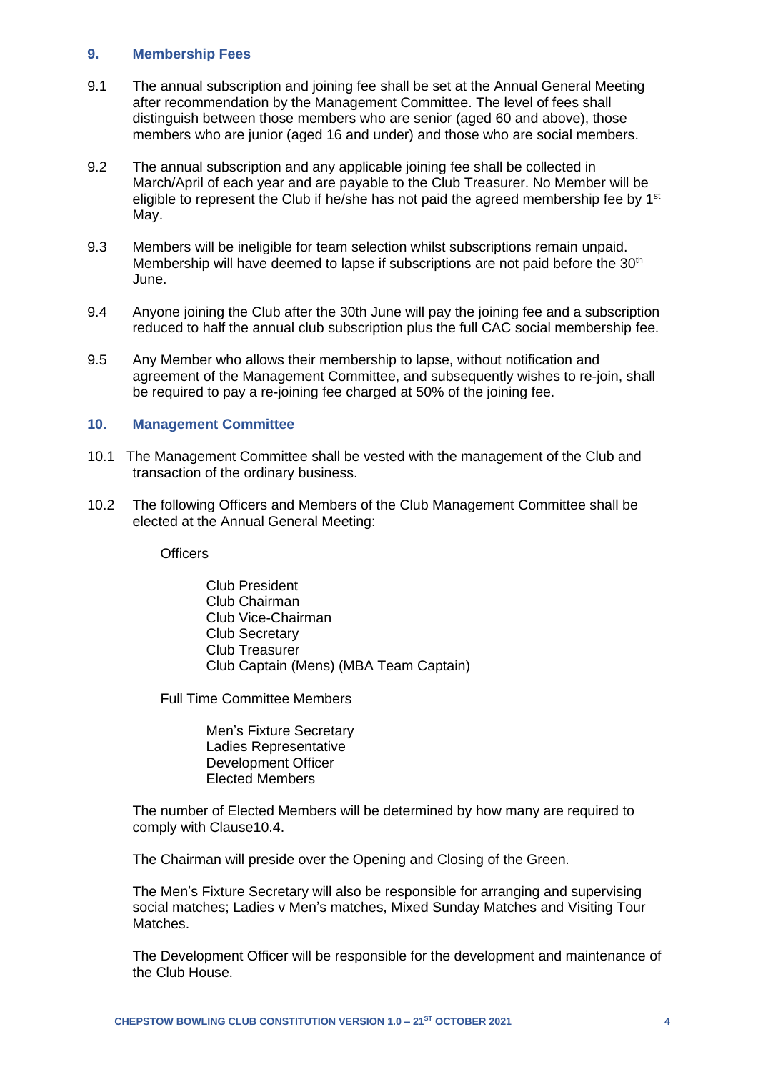## 9. Membership Fees

9.1 The annual subscription and joining fee shall be set at the Annual General Meeting after recommendation by the Management Committee. The level of fees shall distinguish between those members who are senior (aged 60 and above), those members who are junior (aged 16 and under) and those who are social members.

9.2 The annual subscription and any applicable joining fee shall be collected in March/April of each year and are payable to the Club Treasurer. No Member will be eligible to represent the Club if he/she has not paid the agreed membership fee by 1st May.

9.3 Members will be ineligible for team selection whilst subscriptions remain unpaid. Membership will have deemed to lapse if subscriptions are not paid before the 30th June.

9.4 Anyone joining the Club after the 30th June will pay the joining fee and a subscription reduced to half the annual club subscription plus the full CAC social membership fee.

9.5 Any Member who allows their membership to lapse, without notification and agreement of the Management Committee, and subsequently wishes to re-join, shall be required to pay a re-joining fee charged at 50% of the joining fee.

## 10. Management Committee

10.1 The Management Committee shall be vested with the management of the Club and transaction of the ordinary business.

10.2 The following Officers and Members of the Club Management Committee shall be elected at the Annual General Meeting:

Officers

- Club President
- Club Chairman
- Club Vice-Chairman
- Club Secretary
- Club Treasurer
- Club Captain (Mens) (MBA Team Captain)

Full Time Committee Members

- Men's Fixture Secretary
- Ladies Representative
- Development Officer
- Elected Members

The number of Elected Members will be determined by how many are required to comply with Clause10.4.

The Chairman will preside over the Opening and Closing of the Green.

The Men's Fixture Secretary will also be responsible for arranging and supervising social matches; Ladies v Men's matches, Mixed Sunday Matches and Visiting Tour Matches.

The Development Officer will be responsible for the development and maintenance of the Club House.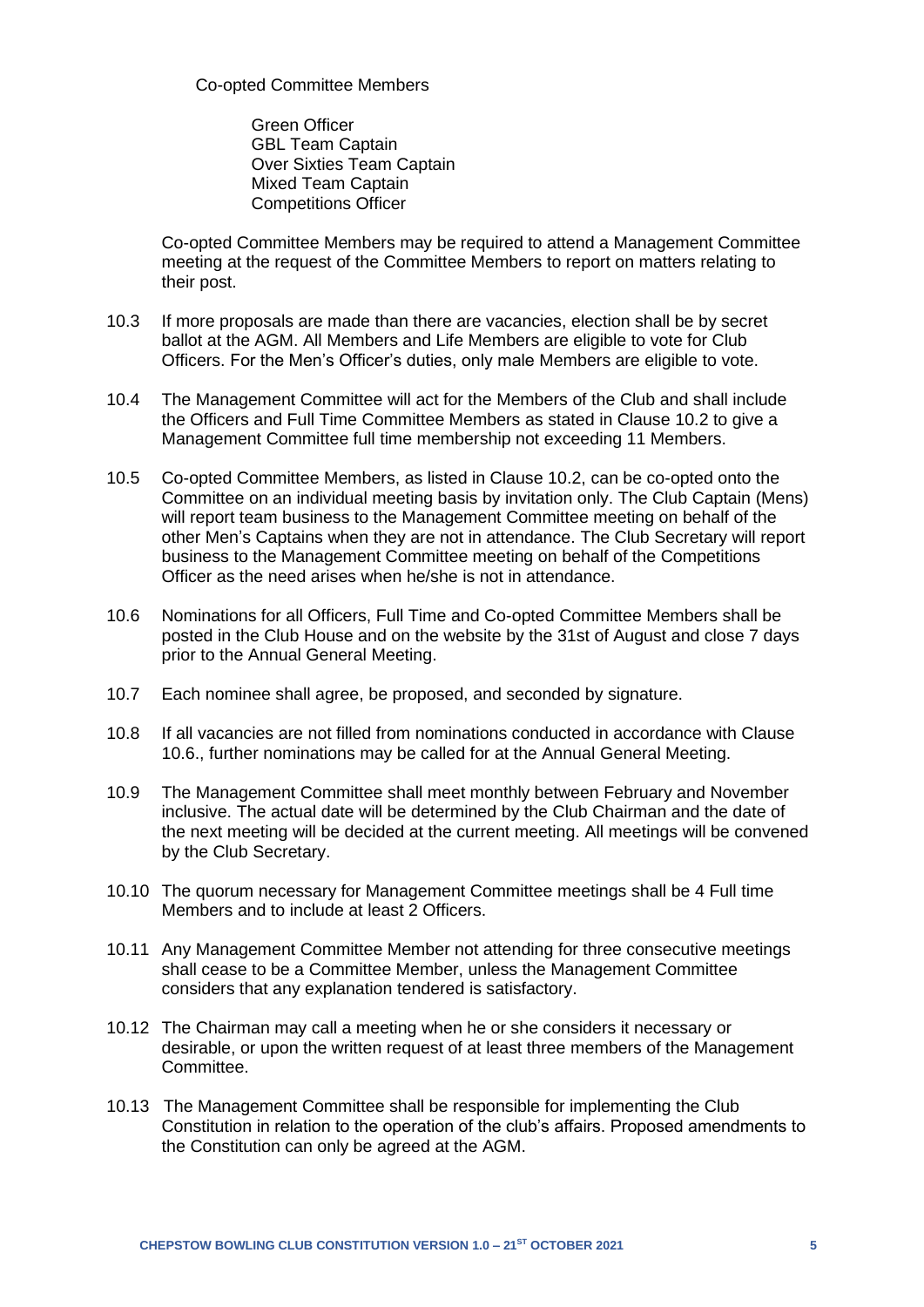Co-opted Committee Members

- Green Officer
- GBL Team Captain
- Over Sixties Team Captain
- Mixed Team Captain
- Competitions Officer

Co-opted Committee Members may be required to attend a Management Committee meeting at the request of the Committee Members to report on matters relating to their post.

10.3 If more proposals are made than there are vacancies, election shall be by secret ballot at the AGM. All Members and Life Members are eligible to vote for Club Officers. For the Men's Officer's duties, only male Members are eligible to vote.

10.4 The Management Committee will act for the Members of the Club and shall include the Officers and Full Time Committee Members as stated in Clause 10.2 to give a Management Committee full time membership not exceeding 11 Members.

10.5 Co-opted Committee Members, as listed in Clause 10.2, can be co-opted onto the Committee on an individual meeting basis by invitation only. The Club Captain (Mens) will report team business to the Management Committee meeting on behalf of the other Men's Captains when they are not in attendance. The Club Secretary will report business to the Management Committee meeting on behalf of the Competitions Officer as the need arises when he/she is not in attendance.

10.6 Nominations for all Officers, Full Time and Co-opted Committee Members shall be posted in the Club House and on the website by the 31st of August and close 7 days prior to the Annual General Meeting.

10.7 Each nominee shall agree, be proposed, and seconded by signature.

10.8 If all vacancies are not filled from nominations conducted in accordance with Clause 10.6., further nominations may be called for at the Annual General Meeting.

10.9 The Management Committee shall meet monthly between February and November inclusive. The actual date will be determined by the Club Chairman and the date of the next meeting will be decided at the current meeting. All meetings will be convened by the Club Secretary.

10.10 The quorum necessary for Management Committee meetings shall be 4 Full time Members and to include at least 2 Officers.

10.11 Any Management Committee Member not attending for three consecutive meetings shall cease to be a Committee Member, unless the Management Committee considers that any explanation tendered is satisfactory.

10.12 The Chairman may call a meeting when he or she considers it necessary or desirable, or upon the written request of at least three members of the Management Committee.

10.13 The Management Committee shall be responsible for implementing the Club Constitution in relation to the operation of the club's affairs. Proposed amendments to the Constitution can only be agreed at the AGM.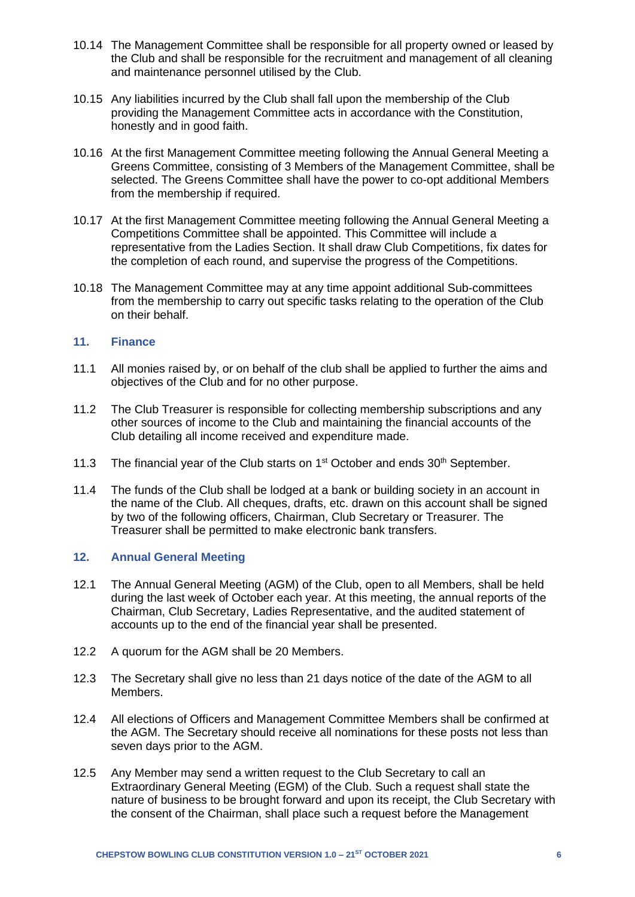10.14 The Management Committee shall be responsible for all property owned or leased by the Club and shall be responsible for the recruitment and management of all cleaning and maintenance personnel utilised by the Club.

10.15 Any liabilities incurred by the Club shall fall upon the membership of the Club providing the Management Committee acts in accordance with the Constitution, honestly and in good faith.

10.16 At the first Management Committee meeting following the Annual General Meeting a Greens Committee, consisting of 3 Members of the Management Committee, shall be selected. The Greens Committee shall have the power to co-opt additional Members from the membership if required.

10.17 At the first Management Committee meeting following the Annual General Meeting a Competitions Committee shall be appointed. This Committee will include a representative from the Ladies Section. It shall draw Club Competitions, fix dates for the completion of each round, and supervise the progress of the Competitions.

10.18 The Management Committee may at any time appoint additional Sub-committees from the membership to carry out specific tasks relating to the operation of the Club on their behalf.

## 11. Finance

11.1 All monies raised by, or on behalf of the club shall be applied to further the aims and objectives of the Club and for no other purpose.

11.2 The Club Treasurer is responsible for collecting membership subscriptions and any other sources of income to the Club and maintaining the financial accounts of the Club detailing all income received and expenditure made.

11.3 The financial year of the Club starts on 1st October and ends 30th September.

11.4 The funds of the Club shall be lodged at a bank or building society in an account in the name of the Club. All cheques, drafts, etc. drawn on this account shall be signed by two of the following officers, Chairman, Club Secretary or Treasurer. The Treasurer shall be permitted to make electronic bank transfers.

## 12. Annual General Meeting

12.1 The Annual General Meeting (AGM) of the Club, open to all Members, shall be held during the last week of October each year. At this meeting, the annual reports of the Chairman, Club Secretary, Ladies Representative, and the audited statement of accounts up to the end of the financial year shall be presented.

12.2 A quorum for the AGM shall be 20 Members.

12.3 The Secretary shall give no less than 21 days notice of the date of the AGM to all Members.

12.4 All elections of Officers and Management Committee Members shall be confirmed at the AGM. The Secretary should receive all nominations for these posts not less than seven days prior to the AGM.

12.5 Any Member may send a written request to the Club Secretary to call an Extraordinary General Meeting (EGM) of the Club. Such a request shall state the nature of business to be brought forward and upon its receipt, the Club Secretary with the consent of the Chairman, shall place such a request before the Management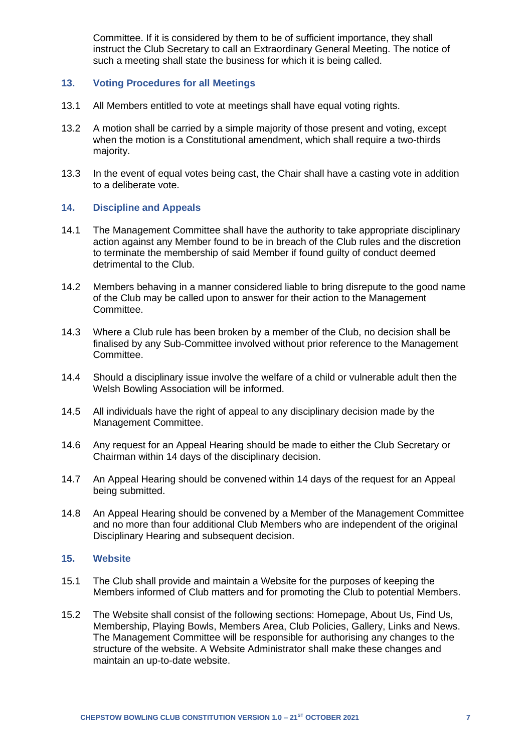Committee. If it is considered by them to be of sufficient importance, they shall instruct the Club Secretary to call an Extraordinary General Meeting. The notice of such a meeting shall state the business for which it is being called.

## 13. Voting Procedures for all Meetings

13.1 All Members entitled to vote at meetings shall have equal voting rights.

13.2 A motion shall be carried by a simple majority of those present and voting, except when the motion is a Constitutional amendment, which shall require a two-thirds majority.

13.3 In the event of equal votes being cast, the Chair shall have a casting vote in addition to a deliberate vote.

## 14. Discipline and Appeals

14.1 The Management Committee shall have the authority to take appropriate disciplinary action against any Member found to be in breach of the Club rules and the discretion to terminate the membership of said Member if found guilty of conduct deemed detrimental to the Club.

14.2 Members behaving in a manner considered liable to bring disrepute to the good name of the Club may be called upon to answer for their action to the Management Committee.

14.3 Where a Club rule has been broken by a member of the Club, no decision shall be finalised by any Sub-Committee involved without prior reference to the Management Committee.

14.4 Should a disciplinary issue involve the welfare of a child or vulnerable adult then the Welsh Bowling Association will be informed.

14.5 All individuals have the right of appeal to any disciplinary decision made by the Management Committee.

14.6 Any request for an Appeal Hearing should be made to either the Club Secretary or Chairman within 14 days of the disciplinary decision.

14.7 An Appeal Hearing should be convened within 14 days of the request for an Appeal being submitted.

14.8 An Appeal Hearing should be convened by a Member of the Management Committee and no more than four additional Club Members who are independent of the original Disciplinary Hearing and subsequent decision.

## 15. Website

15.1 The Club shall provide and maintain a Website for the purposes of keeping the Members informed of Club matters and for promoting the Club to potential Members.

15.2 The Website shall consist of the following sections: Homepage, About Us, Find Us, Membership, Playing Bowls, Members Area, Club Policies, Gallery, Links and News. The Management Committee will be responsible for authorising any changes to the structure of the website. A Website Administrator shall make these changes and maintain an up-to-date website.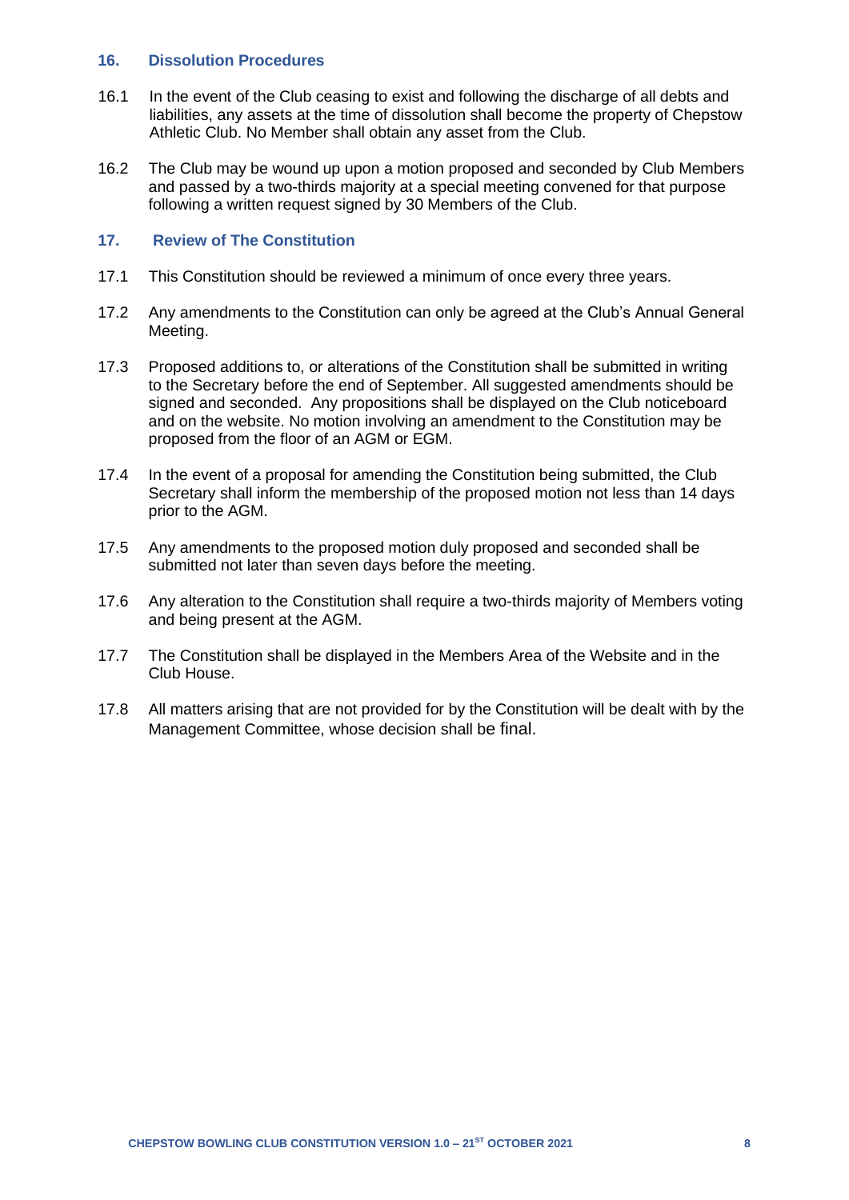## 16. Dissolution Procedures

16.1 In the event of the Club ceasing to exist and following the discharge of all debts and liabilities, any assets at the time of dissolution shall become the property of Chepstow Athletic Club. No Member shall obtain any asset from the Club.

16.2 The Club may be wound up upon a motion proposed and seconded by Club Members and passed by a two-thirds majority at a special meeting convened for that purpose following a written request signed by 30 Members of the Club.

## 17. Review of The Constitution

17.1 This Constitution should be reviewed a minimum of once every three years.

17.2 Any amendments to the Constitution can only be agreed at the Club's Annual General Meeting.

17.3 Proposed additions to, or alterations of the Constitution shall be submitted in writing to the Secretary before the end of September. All suggested amendments should be signed and seconded. Any propositions shall be displayed on the Club noticeboard and on the website. No motion involving an amendment to the Constitution may be proposed from the floor of an AGM or EGM.

17.4 In the event of a proposal for amending the Constitution being submitted, the Club Secretary shall inform the membership of the proposed motion not less than 14 days prior to the AGM.

17.5 Any amendments to the proposed motion duly proposed and seconded shall be submitted not later than seven days before the meeting.

17.6 Any alteration to the Constitution shall require a two-thirds majority of Members voting and being present at the AGM.

17.7 The Constitution shall be displayed in the Members Area of the Website and in the Club House.

17.8 All matters arising that are not provided for by the Constitution will be dealt with by the Management Committee, whose decision shall be final.